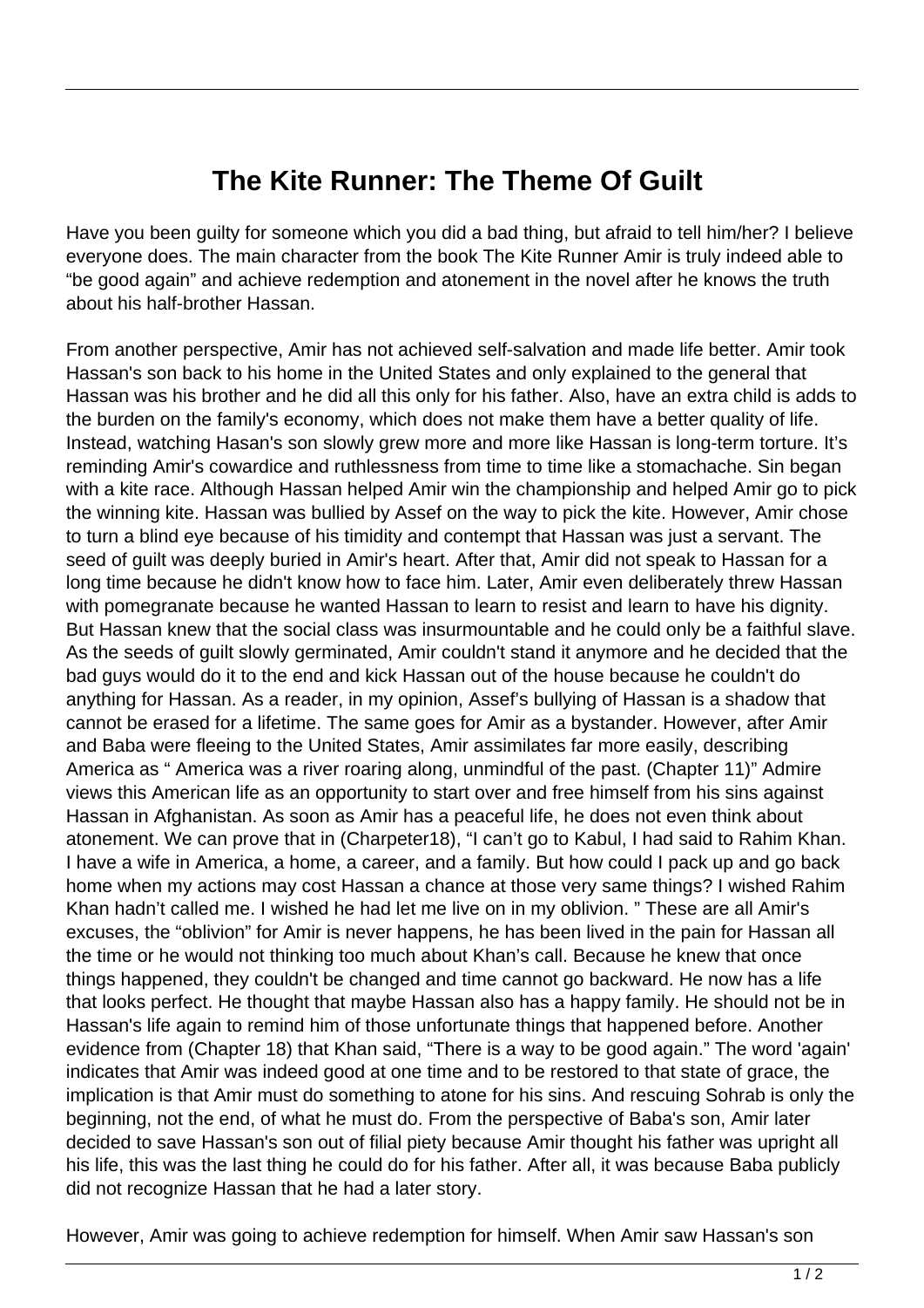# The Kite Runner: The Theme Of Guilt

Have you been guilty for someone which you did a bad thing, but afraid to tell him/her? I believe everyone does. The main character from the book The Kite Runner Amir is truly indeed able to "be good again" and achieve redemption and atonement in the novel after he knows the truth about his half-brother Hassan.

From another perspective, Amir has not achieved self-salvation and made life better. Amir took Hassan's son back to his home in the United States and only explained to the general that Hassan was his brother and he did all this only for his father. Also, have an extra child is adds to the burden on the family's economy, which does not make them have a better quality of life. Instead, watching Hasan's son slowly grew more and more like Hassan is long-term torture. It's reminding Amir's cowardice and ruthlessness from time to time like a stomachache. Sin began with a kite race. Although Hassan helped Amir win the championship and helped Amir go to pick the winning kite. Hassan was bullied by Assef on the way to pick the kite. However, Amir chose to turn a blind eye because of his timidity and contempt that Hassan was just a servant. The seed of guilt was deeply buried in Amir's heart. After that, Amir did not speak to Hassan for a long time because he didn't know how to face him. Later, Amir even deliberately threw Hassan with pomegranate because he wanted Hassan to learn to resist and learn to have his dignity. But Hassan knew that the social class was insurmountable and he could only be a faithful slave. As the seeds of guilt slowly germinated, Amir couldn't stand it anymore and he decided that the bad guys would do it to the end and kick Hassan out of the house because he couldn't do anything for Hassan. As a reader, in my opinion, Assef's bullying of Hassan is a shadow that cannot be erased for a lifetime. The same goes for Amir as a bystander. However, after Amir and Baba were fleeing to the United States, Amir assimilates far more easily, describing America as " America was a river roaring along, unmindful of the past. (Chapter 11)" Admire views this American life as an opportunity to start over and free himself from his sins against Hassan in Afghanistan. As soon as Amir has a peaceful life, he does not even think about atonement. We can prove that in (Charpeter18), "I can't go to Kabul, I had said to Rahim Khan. I have a wife in America, a home, a career, and a family. But how could I pack up and go back home when my actions may cost Hassan a chance at those very same things? I wished Rahim Khan hadn't called me. I wished he had let me live on in my oblivion. " These are all Amir's excuses, the "oblivion" for Amir is never happens, he has been lived in the pain for Hassan all the time or he would not thinking too much about Khan's call. Because he knew that once things happened, they couldn't be changed and time cannot go backward. He now has a life that looks perfect. He thought that maybe Hassan also has a happy family. He should not be in Hassan's life again to remind him of those unfortunate things that happened before. Another evidence from (Chapter 18) that Khan said, "There is a way to be good again." The word 'again' indicates that Amir was indeed good at one time and to be restored to that state of grace, the implication is that Amir must do something to atone for his sins. And rescuing Sohrab is only the beginning, not the end, of what he must do. From the perspective of Baba's son, Amir later decided to save Hassan's son out of filial piety because Amir thought his father was upright all his life, this was the last thing he could do for his father. After all, it was because Baba publicly did not recognize Hassan that he had a later story.

However, Amir was going to achieve redemption for himself. When Amir saw Hassan's son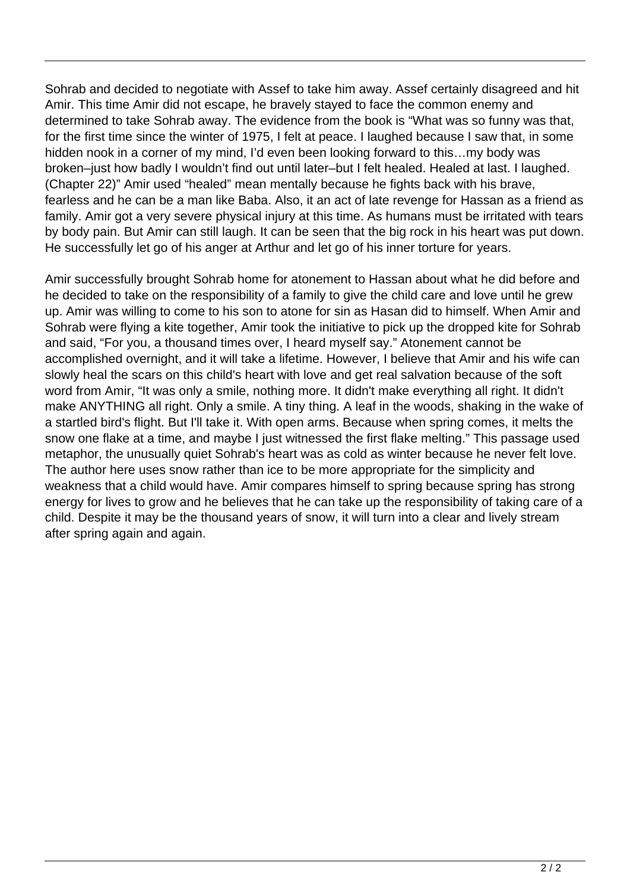Sohrab and decided to negotiate with Assef to take him away. Assef certainly disagreed and hit Amir. This time Amir did not escape, he bravely stayed to face the common enemy and determined to take Sohrab away. The evidence from the book is "What was so funny was that, for the first time since the winter of 1975, I felt at peace. I laughed because I saw that, in some hidden nook in a corner of my mind, I'd even been looking forward to this…my body was broken–just how badly I wouldn't find out until later–but I felt healed. Healed at last. I laughed. (Chapter 22)" Amir used "healed" mean mentally because he fights back with his brave, fearless and he can be a man like Baba. Also, it an act of late revenge for Hassan as a friend as family. Amir got a very severe physical injury at this time. As humans must be irritated with tears by body pain. But Amir can still laugh. It can be seen that the big rock in his heart was put down. He successfully let go of his anger at Arthur and let go of his inner torture for years.

Amir successfully brought Sohrab home for atonement to Hassan about what he did before and he decided to take on the responsibility of a family to give the child care and love until he grew up. Amir was willing to come to his son to atone for sin as Hasan did to himself. When Amir and Sohrab were flying a kite together, Amir took the initiative to pick up the dropped kite for Sohrab and said, "For you, a thousand times over, I heard myself say." Atonement cannot be accomplished overnight, and it will take a lifetime. However, I believe that Amir and his wife can slowly heal the scars on this child's heart with love and get real salvation because of the soft word from Amir, "It was only a smile, nothing more. It didn't make everything all right. It didn't make ANYTHING all right. Only a smile. A tiny thing. A leaf in the woods, shaking in the wake of a startled bird's flight. But I'll take it. With open arms. Because when spring comes, it melts the snow one flake at a time, and maybe I just witnessed the first flake melting." This passage used metaphor, the unusually quiet Sohrab's heart was as cold as winter because he never felt love. The author here uses snow rather than ice to be more appropriate for the simplicity and weakness that a child would have. Amir compares himself to spring because spring has strong energy for lives to grow and he believes that he can take up the responsibility of taking care of a child. Despite it may be the thousand years of snow, it will turn into a clear and lively stream after spring again and again.